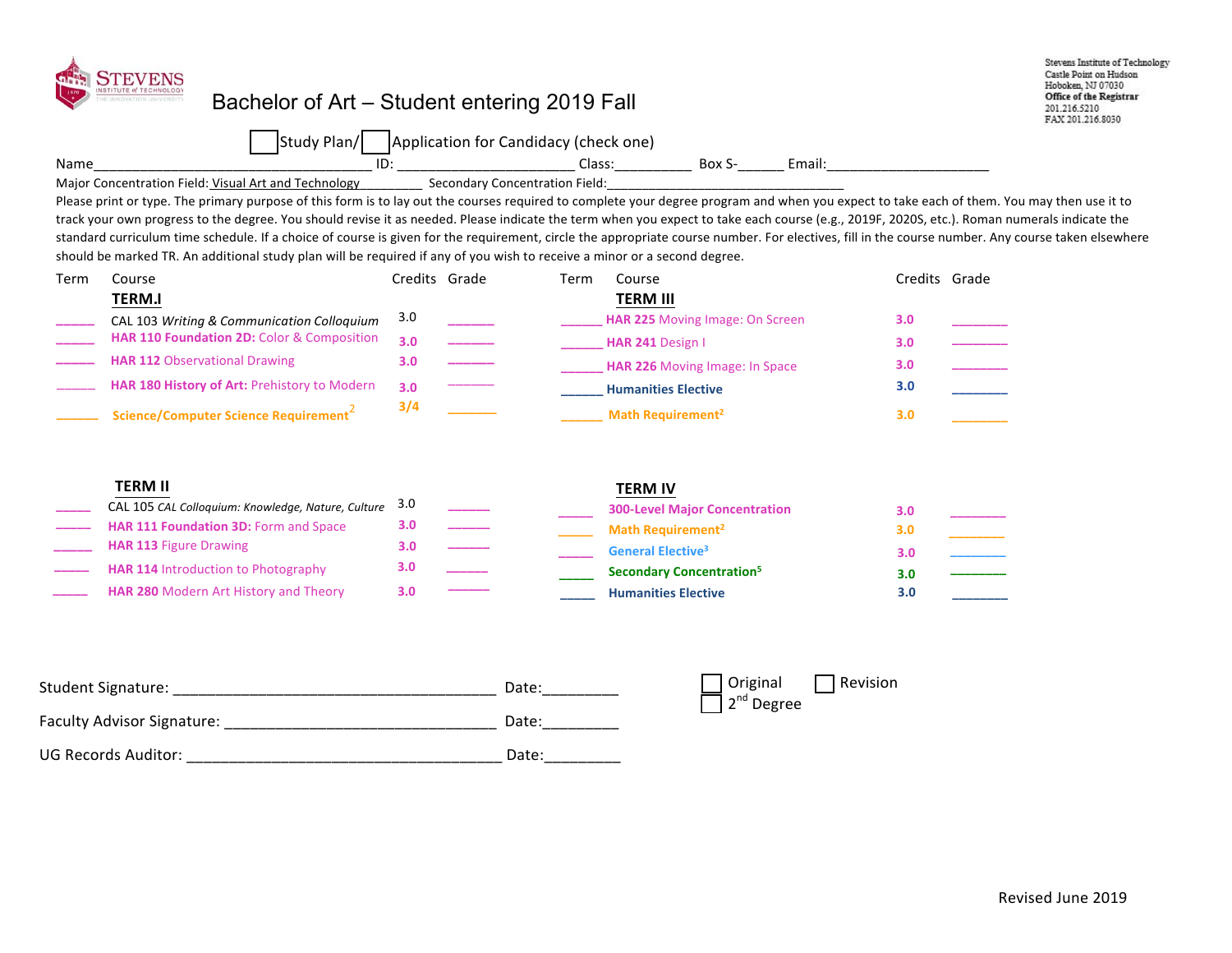Stevens Institute of Technology
Castle Point on Hudson
Hoboken, NJ 07030
Office of the Registrar
201.216.5210
FAX 201.216.8030

# Bachelor of Art – Student entering 2019 Fall

☐ Study Plan/ ☐ Application for Candidacy (check one)

Name_________________________________ ID: _______________________ Class:__________ Box S-______ Email:_____________________

Major Concentration Field: Visual Art and Technology_________ Secondary Concentration Field:________________________________

Please print or type. The primary purpose of this form is to lay out the courses required to complete your degree program and when you expect to take each of them. You may then use it to track your own progress to the degree. You should revise it as needed. Please indicate the term when you expect to take each course (e.g., 2019F, 2020S, etc.). Roman numerals indicate the standard curriculum time schedule. If a choice of course is given for the requirement, circle the appropriate course number. For electives, fill in the course number. Any course taken elsewhere should be marked TR. An additional study plan will be required if any of you wish to receive a minor or a second degree.

| Term | Course | Credits | Grade |
|---|---|---|---|
| | **TERM I** | | |
| ______ | CAL 103 *Writing & Communication Colloquium* | 3.0 | ______ |
| ______ | **HAR 110 Foundation 2D:** Color & Composition | 3.0 | ______ |
| ______ | **HAR 112** Observational Drawing | 3.0 | ______ |
| ______ | **HAR 180 History of Art:** Prehistory to Modern | 3.0 | ______ |
| ______ | **Science/Computer Science Requirement**[2] | 3/4 | ______ |
| | **TERM II** | | |
| ______ | CAL 105 *CAL Colloquium: Knowledge, Nature, Culture* | 3.0 | ______ |
| ______ | **HAR 111 Foundation 3D:** Form and Space | 3.0 | ______ |
| ______ | **HAR 113** Figure Drawing | 3.0 | ______ |
| ______ | **HAR 114** Introduction to Photography | 3.0 | ______ |
| ______ | **HAR 280** Modern Art History and Theory | 3.0 | ______ |

| Term | Course | Credits | Grade |
|---|---|---|---|
| | **TERM III** | | |
| ______ | **HAR 225** Moving Image: On Screen | 3.0 | ______ |
| ______ | **HAR 241** Design I | 3.0 | ______ |
| ______ | **HAR 226** Moving Image: In Space | 3.0 | ______ |
| ______ | **Humanities Elective** | 3.0 | ______ |
| ______ | **Math Requirement**[2] | 3.0 | ______ |
| | **TERM IV** | | |
| ______ | **300-Level Major Concentration** | 3.0 | ______ |
| ______ | **Math Requirement**[2] | 3.0 | ______ |
| ______ | **General Elective**[3] | 3.0 | ______ |
| ______ | **Secondary Concentration**[5] | 3.0 | ______ |
| ______ | **Humanities Elective** | 3.0 | ______ |

Student Signature: ____________________________________ Date:_________

Faculty Advisor Signature: ______________________________ Date:_________

UG Records Auditor: ___________________________________ Date:_________

☐ Original ☐ Revision
☐ 2nd Degree

Revised June 2019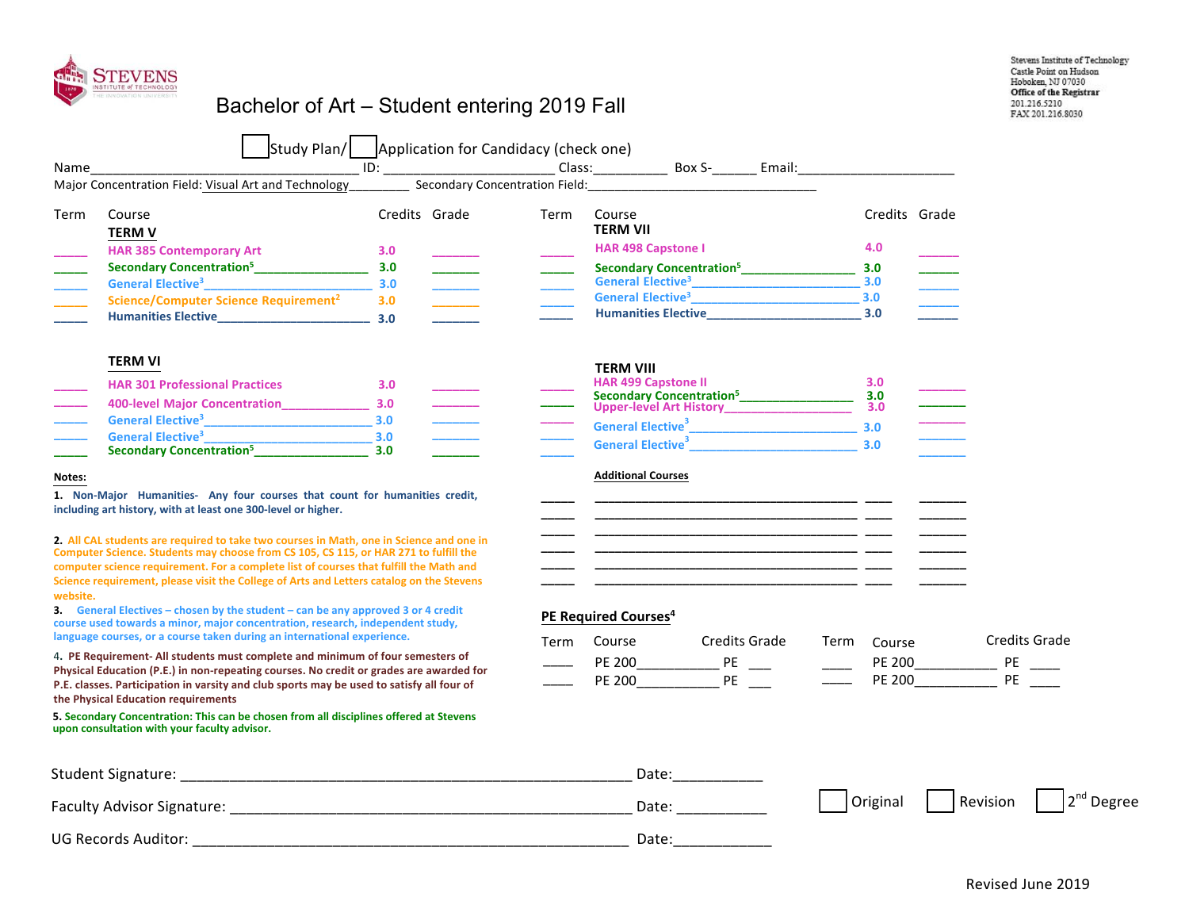STEVENS INSTITUTE of TECHNOLOGY
THE INNOVATION UNIVERSITY

Stevens Institute of Technology
Castle Point on Hudson
Hoboken, NJ 07030
Office of the Registrar
201.216.5210
FAX 201.216.8030

# Bachelor of Art – Student entering 2019 Fall

☐ Study Plan/ ☐ Application for Candidacy (check one)

Name_______________________________________ ID: ________________________ Class:__________ Box S-______ Email:______________________

Major Concentration Field: Visual Art and Technology_________ Secondary Concentration Field:__________________________________

| Term | Course | Credits | Grade |
|---|---|---|---|
| | **TERM V** | | |
| _____ | **HAR 385 Contemporary Art** | **3.0** | _______ |
| _____ | **Secondary Concentration[5]**________________ | **3.0** | _______ |
| _____ | **General Elective[3]**_________________________ | **3.0** | _______ |
| _____ | **Science/Computer Science Requirement[2]** | **3.0** | _______ |
| _____ | **Humanities Elective**______________________ | **3.0** | _______ |
| | **TERM VI** | | |
| _____ | **HAR 301 Professional Practices** | **3.0** | _______ |
| _____ | **400-level Major Concentration**____________ | **3.0** | _______ |
| _____ | **General Elective[3]**_________________________ | **3.0** | _______ |
| _____ | **General Elective[3]**_________________________ | **3.0** | _______ |
| _____ | **Secondary Concentration[5]**________________ | **3.0** | _______ |

| Term | Course | Credits | Grade |
|---|---|---|---|
| | **TERM VII** | | |
| _____ | **HAR 498 Capstone I** | **4.0** | ______ |
| _____ | **Secondary Concentration[5]**________________ | **3.0** | ______ |
| _____ | **General Elective[3]**_________________________ | **3.0** | ______ |
| _____ | **General Elective[3]**_________________________ | **3.0** | ______ |
| _____ | **Humanities Elective**______________________ | **3.0** | ______ |
| | **TERM VIII** | | |
| _____ | **HAR 499 Capstone II** | **3.0** | _______ |
| _____ | **Secondary Concentration[5]**________________ | **3.0** | _______ |
| _____ | **Upper-level Art History**__________________ | **3.0** | _______ |
| _____ | **General Elective[3]**_________________________ | **3.0** | _______ |
| _____ | **General Elective[3]**_________________________ | **3.0** | _______ |

**Additional Courses**

| Term | Course | Credits | Grade |
|---|---|---|---|
| _____ | ______________________________________ | ____ | _______ |
| _____ | ______________________________________ | ____ | _______ |
| _____ | ______________________________________ | ____ | _______ |
| _____ | ______________________________________ | ____ | _______ |
| _____ | ______________________________________ | ____ | _______ |
| _____ | ______________________________________ | ____ | _______ |

**PE Required Courses[4]**

| Term | Course | Credits | Grade | Term | Course | Credits | Grade |
|---|---|---|---|---|---|---|---|
| _____ | PE 200___________ | PE | ___ | _____ | PE 200___________ | PE | ____ |
| _____ | PE 200___________ | PE | ___ | _____ | PE 200___________ | PE | ____ |

**Notes:**

1. **Non-Major Humanities- Any four courses that count for humanities credit, including art history, with at least one 300-level or higher.**

2. **All CAL students are required to take two courses in Math, one in Science and one in Computer Science. Students may choose from CS 105, CS 115, or HAR 271 to fulfill the computer science requirement. For a complete list of courses that fulfill the Math and Science requirement, please visit the College of Arts and Letters catalog on the Stevens website.**

3. **General Electives – chosen by the student – can be any approved 3 or 4 credit course used towards a minor, major concentration, research, independent study, language courses, or a course taken during an international experience.**

4. **PE Requirement- All students must complete and minimum of four semesters of Physical Education (P.E.) in non-repeating courses. No credit or grades are awarded for P.E. classes. Participation in varsity and club sports may be used to satisfy all four of the Physical Education requirements**

5. **Secondary Concentration: This can be chosen from all disciplines offered at Stevens upon consultation with your faculty advisor.**

Student Signature: ______________________________________________________ Date:___________

Faculty Advisor Signature: _______________________________________________ Date: ___________

UG Records Auditor: _____________________________________________________ Date:____________

☐ Original ☐ Revision ☐ 2nd Degree

Revised June 2019